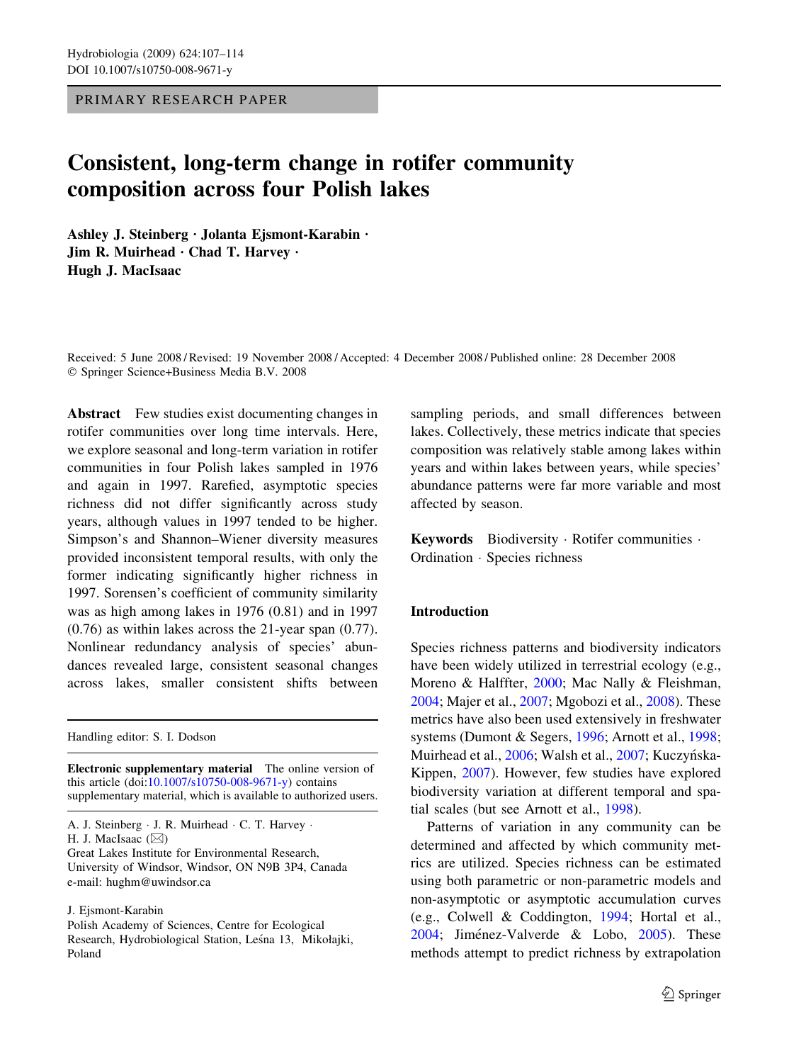PRIMARY RESEARCH PAPER

# Consistent, long-term change in rotifer community composition across four Polish lakes

**Ashley J. Steinberg · Jolanta Ejsmont-Karabin · Jim R. Muirhead · Chad T. Harvey · Hugh J. MacIsaac**

Received: 5 June 2008 / Revised: 19 November 2008 / Accepted: 4 December 2008 / Published online: 28 December 2008
© Springer Science+Business Media B.V. 2008

**Abstract** Few studies exist documenting changes in rotifer communities over long time intervals. Here, we explore seasonal and long-term variation in rotifer communities in four Polish lakes sampled in 1976 and again in 1997. Rarefied, asymptotic species richness did not differ significantly across study years, although values in 1997 tended to be higher. Simpson's and Shannon–Wiener diversity measures provided inconsistent temporal results, with only the former indicating significantly higher richness in 1997. Sorensen's coefficient of community similarity was as high among lakes in 1976 (0.81) and in 1997 (0.76) as within lakes across the 21-year span (0.77). Nonlinear redundancy analysis of species' abundances revealed large, consistent seasonal changes across lakes, smaller consistent shifts between sampling periods, and small differences between lakes. Collectively, these metrics indicate that species composition was relatively stable among lakes within years and within lakes between years, while species' abundance patterns were far more variable and most affected by season.

**Keywords** Biodiversity · Rotifer communities · Ordination · Species richness

Handling editor: S. I. Dodson

**Electronic supplementary material** The online version of this article (doi:10.1007/s10750-008-9671-y) contains supplementary material, which is available to authorized users.

A. J. Steinberg · J. R. Muirhead · C. T. Harvey · H. J. MacIsaac (✉)
Great Lakes Institute for Environmental Research, University of Windsor, Windsor, ON N9B 3P4, Canada
e-mail: hughm@uwindsor.ca

J. Ejsmont-Karabin
Polish Academy of Sciences, Centre for Ecological Research, Hydrobiological Station, Leśna 13, Mikołajki, Poland

## Introduction

Species richness patterns and biodiversity indicators have been widely utilized in terrestrial ecology (e.g., Moreno & Halffter, 2000; Mac Nally & Fleishman, 2004; Majer et al., 2007; Mgobozi et al., 2008). These metrics have also been used extensively in freshwater systems (Dumont & Segers, 1996; Arnott et al., 1998; Muirhead et al., 2006; Walsh et al., 2007; Kuczyńska-Kippen, 2007). However, few studies have explored biodiversity variation at different temporal and spatial scales (but see Arnott et al., 1998).

Patterns of variation in any community can be determined and affected by which community metrics are utilized. Species richness can be estimated using both parametric or non-parametric models and non-asymptotic or asymptotic accumulation curves (e.g., Colwell & Coddington, 1994; Hortal et al., 2004; Jiménez-Valverde & Lobo, 2005). These methods attempt to predict richness by extrapolation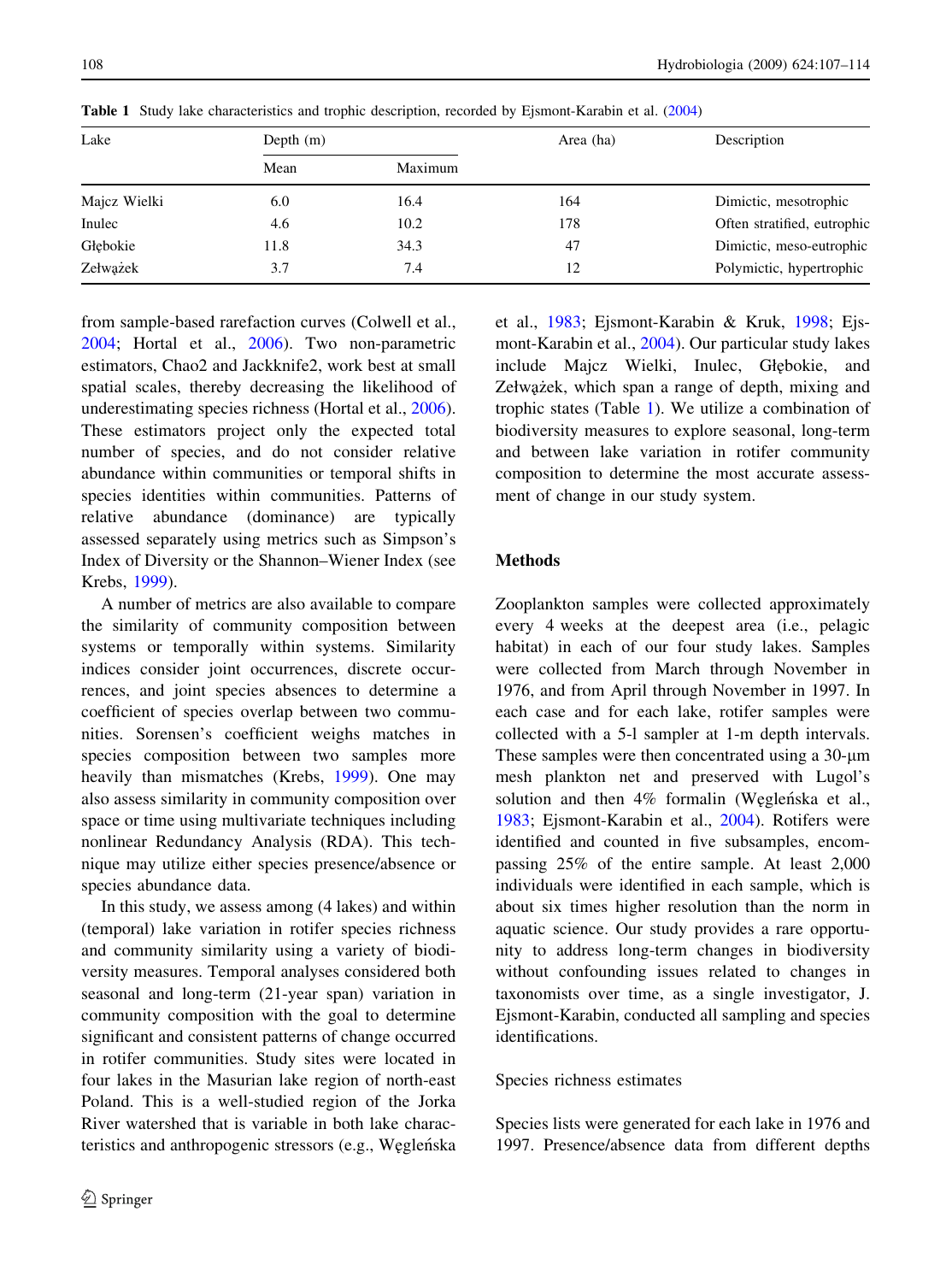Table 1 Study lake characteristics and trophic description, recorded by Ejsmont-Karabin et al. (2004)

| Lake | Depth (m) | | Area (ha) | Description |
|---|---|---|---|---|
| | Mean | Maximum | | |
| Majcz Wielki | 6.0 | 16.4 | 164 | Dimictic, mesotrophic |
| Inulec | 4.6 | 10.2 | 178 | Often stratified, eutrophic |
| Głębokie | 11.8 | 34.3 | 47 | Dimictic, meso-eutrophic |
| Zełwążek | 3.7 | 7.4 | 12 | Polymictic, hypertrophic |

from sample-based rarefaction curves (Colwell et al., 2004; Hortal et al., 2006). Two non-parametric estimators, Chao2 and Jackknife2, work best at small spatial scales, thereby decreasing the likelihood of underestimating species richness (Hortal et al., 2006). These estimators project only the expected total number of species, and do not consider relative abundance within communities or temporal shifts in species identities within communities. Patterns of relative abundance (dominance) are typically assessed separately using metrics such as Simpson's Index of Diversity or the Shannon–Wiener Index (see Krebs, 1999).

A number of metrics are also available to compare the similarity of community composition between systems or temporally within systems. Similarity indices consider joint occurrences, discrete occurrences, and joint species absences to determine a coefficient of species overlap between two communities. Sorensen's coefficient weighs matches in species composition between two samples more heavily than mismatches (Krebs, 1999). One may also assess similarity in community composition over space or time using multivariate techniques including nonlinear Redundancy Analysis (RDA). This technique may utilize either species presence/absence or species abundance data.

In this study, we assess among (4 lakes) and within (temporal) lake variation in rotifer species richness and community similarity using a variety of biodiversity measures. Temporal analyses considered both seasonal and long-term (21-year span) variation in community composition with the goal to determine significant and consistent patterns of change occurred in rotifer communities. Study sites were located in four lakes in the Masurian lake region of north-east Poland. This is a well-studied region of the Jorka River watershed that is variable in both lake characteristics and anthropogenic stressors (e.g., Węgleńska et al., 1983; Ejsmont-Karabin & Kruk, 1998; Ejsmont-Karabin et al., 2004). Our particular study lakes include Majcz Wielki, Inulec, Głębokie, and Zełwążek, which span a range of depth, mixing and trophic states (Table 1). We utilize a combination of biodiversity measures to explore seasonal, long-term and between lake variation in rotifer community composition to determine the most accurate assessment of change in our study system.

## Methods

Zooplankton samples were collected approximately every 4 weeks at the deepest area (i.e., pelagic habitat) in each of our four study lakes. Samples were collected from March through November in 1976, and from April through November in 1997. In each case and for each lake, rotifer samples were collected with a 5-l sampler at 1-m depth intervals. These samples were then concentrated using a 30-µm mesh plankton net and preserved with Lugol's solution and then 4% formalin (Węgleńska et al., 1983; Ejsmont-Karabin et al., 2004). Rotifers were identified and counted in five subsamples, encompassing 25% of the entire sample. At least 2,000 individuals were identified in each sample, which is about six times higher resolution than the norm in aquatic science. Our study provides a rare opportunity to address long-term changes in biodiversity without confounding issues related to changes in taxonomists over time, as a single investigator, J. Ejsmont-Karabin, conducted all sampling and species identifications.

### Species richness estimates

Species lists were generated for each lake in 1976 and 1997. Presence/absence data from different depths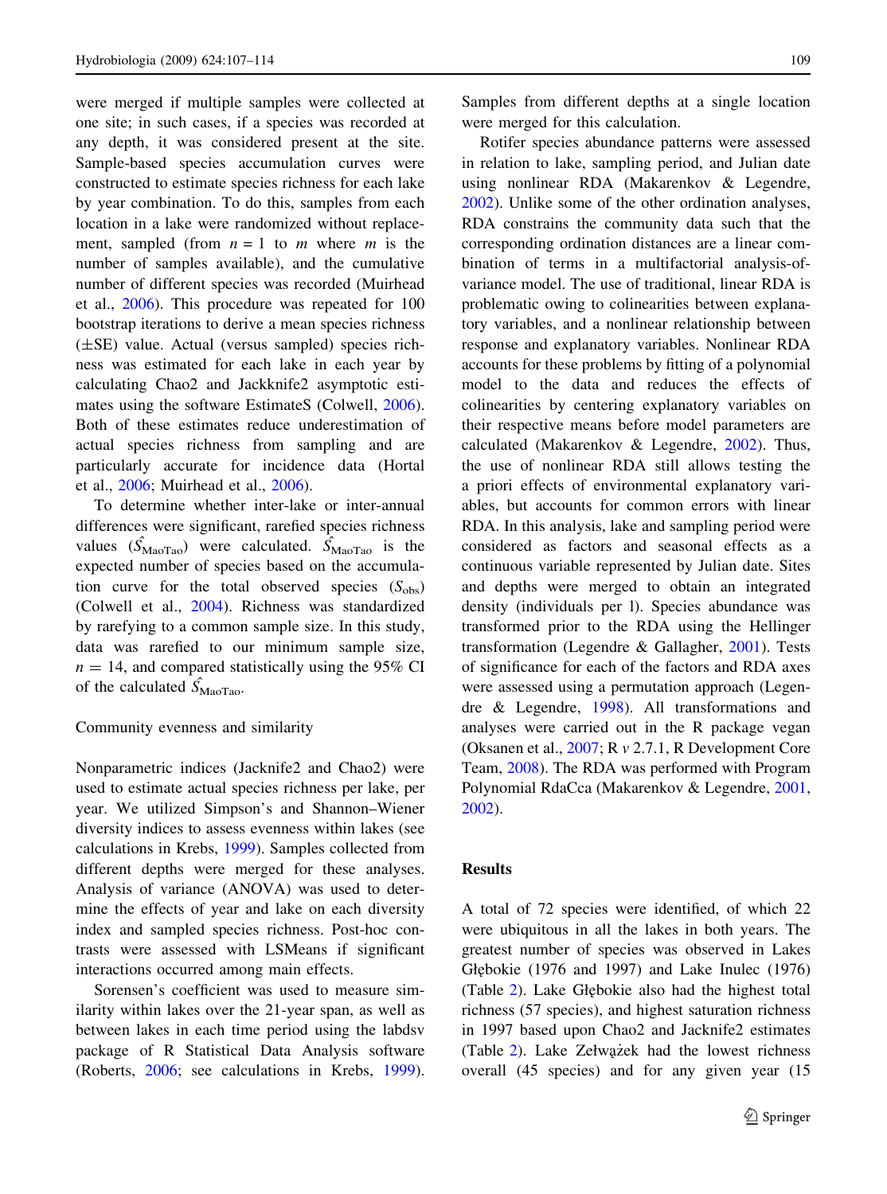were merged if multiple samples were collected at one site; in such cases, if a species was recorded at any depth, it was considered present at the site. Sample-based species accumulation curves were constructed to estimate species richness for each lake by year combination. To do this, samples from each location in a lake were randomized without replacement, sampled (from $n = 1$ to $m$ where $m$ is the number of samples available), and the cumulative number of different species was recorded (Muirhead et al., 2006). This procedure was repeated for 100 bootstrap iterations to derive a mean species richness (±SE) value. Actual (versus sampled) species richness was estimated for each lake in each year by calculating Chao2 and Jackknife2 asymptotic estimates using the software EstimateS (Colwell, 2006). Both of these estimates reduce underestimation of actual species richness from sampling and are particularly accurate for incidence data (Hortal et al., 2006; Muirhead et al., 2006).

To determine whether inter-lake or inter-annual differences were significant, rarefied species richness values ($\hat{S}_{\mathrm{MaoTao}}$) were calculated. $\hat{S}_{\mathrm{MaoTao}}$ is the expected number of species based on the accumulation curve for the total observed species ($S_{\mathrm{obs}}$) (Colwell et al., 2004). Richness was standardized by rarefying to a common sample size. In this study, data was rarefied to our minimum sample size, $n = 14$, and compared statistically using the 95% CI of the calculated $\hat{S}_{\mathrm{MaoTao}}$.

Community evenness and similarity

Nonparametric indices (Jacknife2 and Chao2) were used to estimate actual species richness per lake, per year. We utilized Simpson's and Shannon–Wiener diversity indices to assess evenness within lakes (see calculations in Krebs, 1999). Samples collected from different depths were merged for these analyses. Analysis of variance (ANOVA) was used to determine the effects of year and lake on each diversity index and sampled species richness. Post-hoc contrasts were assessed with LSMeans if significant interactions occurred among main effects.

Sorensen's coefficient was used to measure similarity within lakes over the 21-year span, as well as between lakes in each time period using the labdsv package of R Statistical Data Analysis software (Roberts, 2006; see calculations in Krebs, 1999). Samples from different depths at a single location were merged for this calculation.

Rotifer species abundance patterns were assessed in relation to lake, sampling period, and Julian date using nonlinear RDA (Makarenkov & Legendre, 2002). Unlike some of the other ordination analyses, RDA constrains the community data such that the corresponding ordination distances are a linear combination of terms in a multifactorial analysis-of-variance model. The use of traditional, linear RDA is problematic owing to colinearities between explanatory variables, and a nonlinear relationship between response and explanatory variables. Nonlinear RDA accounts for these problems by fitting of a polynomial model to the data and reduces the effects of colinearities by centering explanatory variables on their respective means before model parameters are calculated (Makarenkov & Legendre, 2002). Thus, the use of nonlinear RDA still allows testing the a priori effects of environmental explanatory variables, but accounts for common errors with linear RDA. In this analysis, lake and sampling period were considered as factors and seasonal effects as a continuous variable represented by Julian date. Sites and depths were merged to obtain an integrated density (individuals per l). Species abundance was transformed prior to the RDA using the Hellinger transformation (Legendre & Gallagher, 2001). Tests of significance for each of the factors and RDA axes were assessed using a permutation approach (Legendre & Legendre, 1998). All transformations and analyses were carried out in the R package vegan (Oksanen et al., 2007; R *v* 2.7.1, R Development Core Team, 2008). The RDA was performed with Program Polynomial RdaCca (Makarenkov & Legendre, 2001, 2002).

## Results

A total of 72 species were identified, of which 22 were ubiquitous in all the lakes in both years. The greatest number of species was observed in Lakes Głębokie (1976 and 1997) and Lake Inulec (1976) (Table 2). Lake Głębokie also had the highest total richness (57 species), and highest saturation richness in 1997 based upon Chao2 and Jacknife2 estimates (Table 2). Lake Zełwążek had the lowest richness overall (45 species) and for any given year (15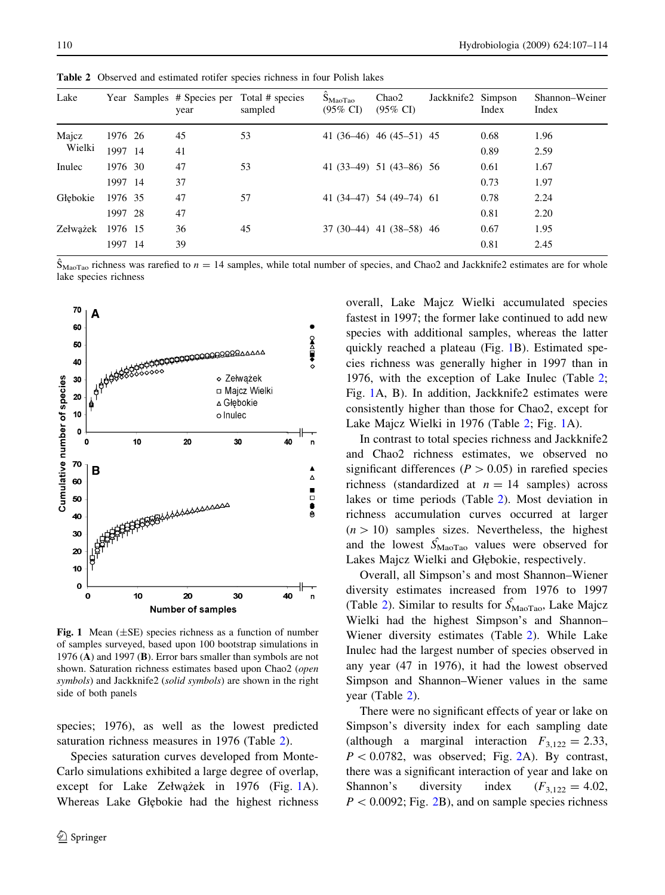**Table 2** Observed and estimated rotifer species richness in four Polish lakes

| Lake | Year | Samples | # Species per year | Total # species sampled | $\hat{S}_{MaoTao}$ (95% CI) | Chao2 (95% CI) | Jackknife2 | Simpson Index | Shannon–Weiner Index |
|---|---|---|---|---|---|---|---|---|---|
| Majcz Wielki | 1976 | 26 | 45 | 53 | 41 (36–46) | 46 (45–51) | 45 | 0.68 | 1.96 |
| | 1997 | 14 | 41 | | | | | 0.89 | 2.59 |
| Inulec | 1976 | 30 | 47 | 53 | 41 (33–49) | 51 (43–86) | 56 | 0.61 | 1.67 |
| | 1997 | 14 | 37 | | | | | 0.73 | 1.97 |
| Głębokie | 1976 | 35 | 47 | 57 | 41 (34–47) | 54 (49–74) | 61 | 0.78 | 2.24 |
| | 1997 | 28 | 47 | | | | | 0.81 | 2.20 |
| Zełwążek | 1976 | 15 | 36 | 45 | 37 (30–44) | 41 (38–58) | 46 | 0.67 | 1.95 |
| | 1997 | 14 | 39 | | | | | 0.81 | 2.45 |

$\hat{S}_{MaoTao}$ richness was rarefied to $n = 14$ samples, while total number of species, and Chao2 and Jackknife2 estimates are for whole lake species richness

**Fig. 1** Mean (±SE) species richness as a function of number of samples surveyed, based upon 100 bootstrap simulations in 1976 (**A**) and 1997 (**B**). Error bars smaller than symbols are not shown. Saturation richness estimates based upon Chao2 (*open symbols*) and Jackknife2 (*solid symbols*) are shown in the right side of both panels

species; 1976), as well as the lowest predicted saturation richness measures in 1976 (Table 2).

Species saturation curves developed from Monte-Carlo simulations exhibited a large degree of overlap, except for Lake Zełwążek in 1976 (Fig. 1A). Whereas Lake Głębokie had the highest richness overall, Lake Majcz Wielki accumulated species fastest in 1997; the former lake continued to add new species with additional samples, whereas the latter quickly reached a plateau (Fig. 1B). Estimated species richness was generally higher in 1997 than in 1976, with the exception of Lake Inulec (Table 2; Fig. 1A, B). In addition, Jackknife2 estimates were consistently higher than those for Chao2, except for Lake Majcz Wielki in 1976 (Table 2; Fig. 1A).

In contrast to total species richness and Jackknife2 and Chao2 richness estimates, we observed no significant differences ($P > 0.05$) in rarefied species richness (standardized at $n = 14$ samples) across lakes or time periods (Table 2). Most deviation in richness accumulation curves occurred at larger ($n > 10$) samples sizes. Nevertheless, the highest and the lowest $\hat{S}_{MaoTao}$ values were observed for Lakes Majcz Wielki and Głębokie, respectively.

Overall, all Simpson's and most Shannon–Wiener diversity estimates increased from 1976 to 1997 (Table 2). Similar to results for $\hat{S}_{MaoTao}$, Lake Majcz Wielki had the highest Simpson's and Shannon–Wiener diversity estimates (Table 2). While Lake Inulec had the largest number of species observed in any year (47 in 1976), it had the lowest observed Simpson and Shannon–Wiener values in the same year (Table 2).

There were no significant effects of year or lake on Simpson's diversity index for each sampling date (although a marginal interaction $F_{3,122} = 2.33$, $P < 0.0782$, was observed; Fig. 2A). By contrast, there was a significant interaction of year and lake on Shannon's diversity index ($F_{3,122} = 4.02$, $P < 0.0092$; Fig. 2B), and on sample species richness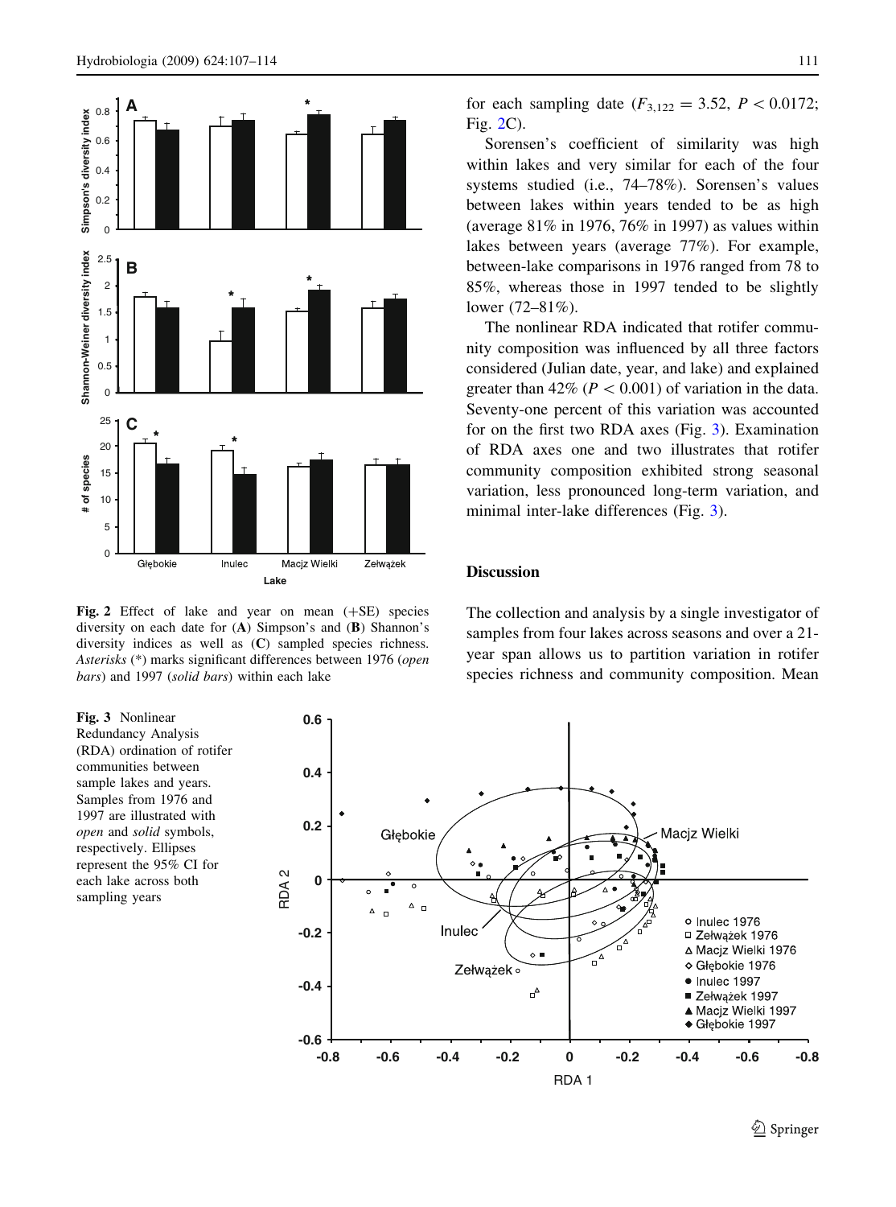for each sampling date ($F_{3,122} = 3.52$, $P < 0.0172$; Fig. 2C).

Sorensen's coefficient of similarity was high within lakes and very similar for each of the four systems studied (i.e., 74–78%). Sorensen's values between lakes within years tended to be as high (average 81% in 1976, 76% in 1997) as values within lakes between years (average 77%). For example, between-lake comparisons in 1976 ranged from 78 to 85%, whereas those in 1997 tended to be slightly lower (72–81%).

The nonlinear RDA indicated that rotifer community composition was influenced by all three factors considered (Julian date, year, and lake) and explained greater than 42% ($P < 0.001$) of variation in the data. Seventy-one percent of this variation was accounted for on the first two RDA axes (Fig. 3). Examination of RDA axes one and two illustrates that rotifer community composition exhibited strong seasonal variation, less pronounced long-term variation, and minimal inter-lake differences (Fig. 3).

**Fig. 2** Effect of lake and year on mean (+SE) species diversity on each date for (**A**) Simpson's and (**B**) Shannon's diversity indices as well as (**C**) sampled species richness. *Asterisks* (*) marks significant differences between 1976 (*open bars*) and 1997 (*solid bars*) within each lake

**Fig. 3** Nonlinear Redundancy Analysis (RDA) ordination of rotifer communities between sample lakes and years. Samples from 1976 and 1997 are illustrated with *open* and *solid* symbols, respectively. Ellipses represent the 95% CI for each lake across both sampling years

## Discussion

The collection and analysis by a single investigator of samples from four lakes across seasons and over a 21-year span allows us to partition variation in rotifer species richness and community composition. Mean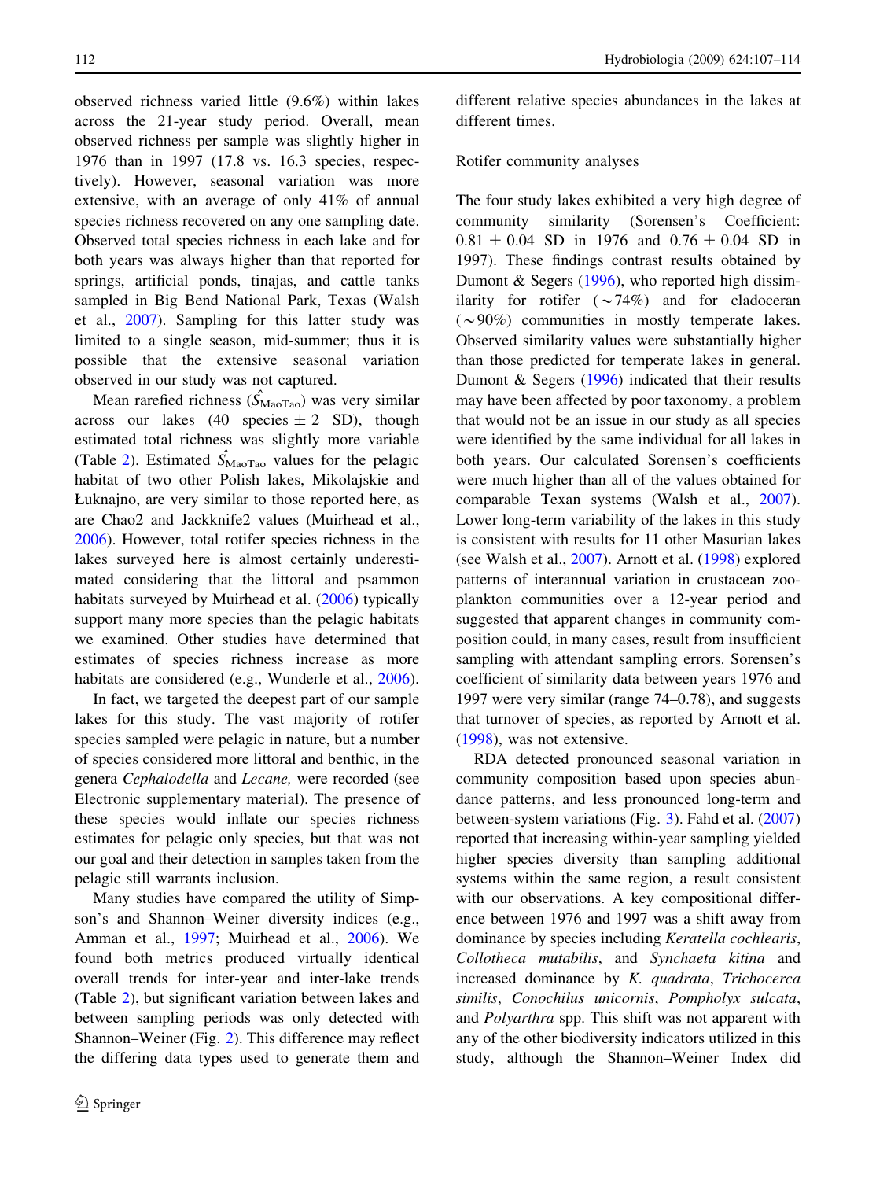observed richness varied little (9.6%) within lakes across the 21-year study period. Overall, mean observed richness per sample was slightly higher in 1976 than in 1997 (17.8 vs. 16.3 species, respectively). However, seasonal variation was more extensive, with an average of only 41% of annual species richness recovered on any one sampling date. Observed total species richness in each lake and for both years was always higher than that reported for springs, artificial ponds, tinajas, and cattle tanks sampled in Big Bend National Park, Texas (Walsh et al., 2007). Sampling for this latter study was limited to a single season, mid-summer; thus it is possible that the extensive seasonal variation observed in our study was not captured.

Mean rarefied richness ($\hat{S}_{\text{MaoTao}}$) was very similar across our lakes (40 species $\pm$ 2 SD), though estimated total richness was slightly more variable (Table 2). Estimated $\hat{S}_{\text{MaoTao}}$ values for the pelagic habitat of two other Polish lakes, Mikolajskie and Łuknajno, are very similar to those reported here, as are Chao2 and Jackknife2 values (Muirhead et al., 2006). However, total rotifer species richness in the lakes surveyed here is almost certainly underestimated considering that the littoral and psammon habitats surveyed by Muirhead et al. (2006) typically support many more species than the pelagic habitats we examined. Other studies have determined that estimates of species richness increase as more habitats are considered (e.g., Wunderle et al., 2006).

In fact, we targeted the deepest part of our sample lakes for this study. The vast majority of rotifer species sampled were pelagic in nature, but a number of species considered more littoral and benthic, in the genera *Cephalodella* and *Lecane,* were recorded (see Electronic supplementary material). The presence of these species would inflate our species richness estimates for pelagic only species, but that was not our goal and their detection in samples taken from the pelagic still warrants inclusion.

Many studies have compared the utility of Simpson's and Shannon–Weiner diversity indices (e.g., Amman et al., 1997; Muirhead et al., 2006). We found both metrics produced virtually identical overall trends for inter-year and inter-lake trends (Table 2), but significant variation between lakes and between sampling periods was only detected with Shannon–Weiner (Fig. 2). This difference may reflect the differing data types used to generate them and different relative species abundances in the lakes at different times.

## Rotifer community analyses

The four study lakes exhibited a very high degree of community similarity (Sorensen's Coefficient: $0.81 \pm 0.04$ SD in 1976 and $0.76 \pm 0.04$ SD in 1997). These findings contrast results obtained by Dumont & Segers (1996), who reported high dissimilarity for rotifer ($\sim$74%) and for cladoceran ($\sim$90%) communities in mostly temperate lakes. Observed similarity values were substantially higher than those predicted for temperate lakes in general. Dumont & Segers (1996) indicated that their results may have been affected by poor taxonomy, a problem that would not be an issue in our study as all species were identified by the same individual for all lakes in both years. Our calculated Sorensen's coefficients were much higher than all of the values obtained for comparable Texan systems (Walsh et al., 2007). Lower long-term variability of the lakes in this study is consistent with results for 11 other Masurian lakes (see Walsh et al., 2007). Arnott et al. (1998) explored patterns of interannual variation in crustacean zooplankton communities over a 12-year period and suggested that apparent changes in community composition could, in many cases, result from insufficient sampling with attendant sampling errors. Sorensen's coefficient of similarity data between years 1976 and 1997 were very similar (range 74–0.78), and suggests that turnover of species, as reported by Arnott et al. (1998), was not extensive.

RDA detected pronounced seasonal variation in community composition based upon species abundance patterns, and less pronounced long-term and between-system variations (Fig. 3). Fahd et al. (2007) reported that increasing within-year sampling yielded higher species diversity than sampling additional systems within the same region, a result consistent with our observations. A key compositional difference between 1976 and 1997 was a shift away from dominance by species including *Keratella cochlearis*, *Collotheca mutabilis*, and *Synchaeta kitina* and increased dominance by *K. quadrata*, *Trichocerca similis*, *Conochilus unicornis*, *Pompholyx sulcata*, and *Polyarthra* spp. This shift was not apparent with any of the other biodiversity indicators utilized in this study, although the Shannon–Weiner Index did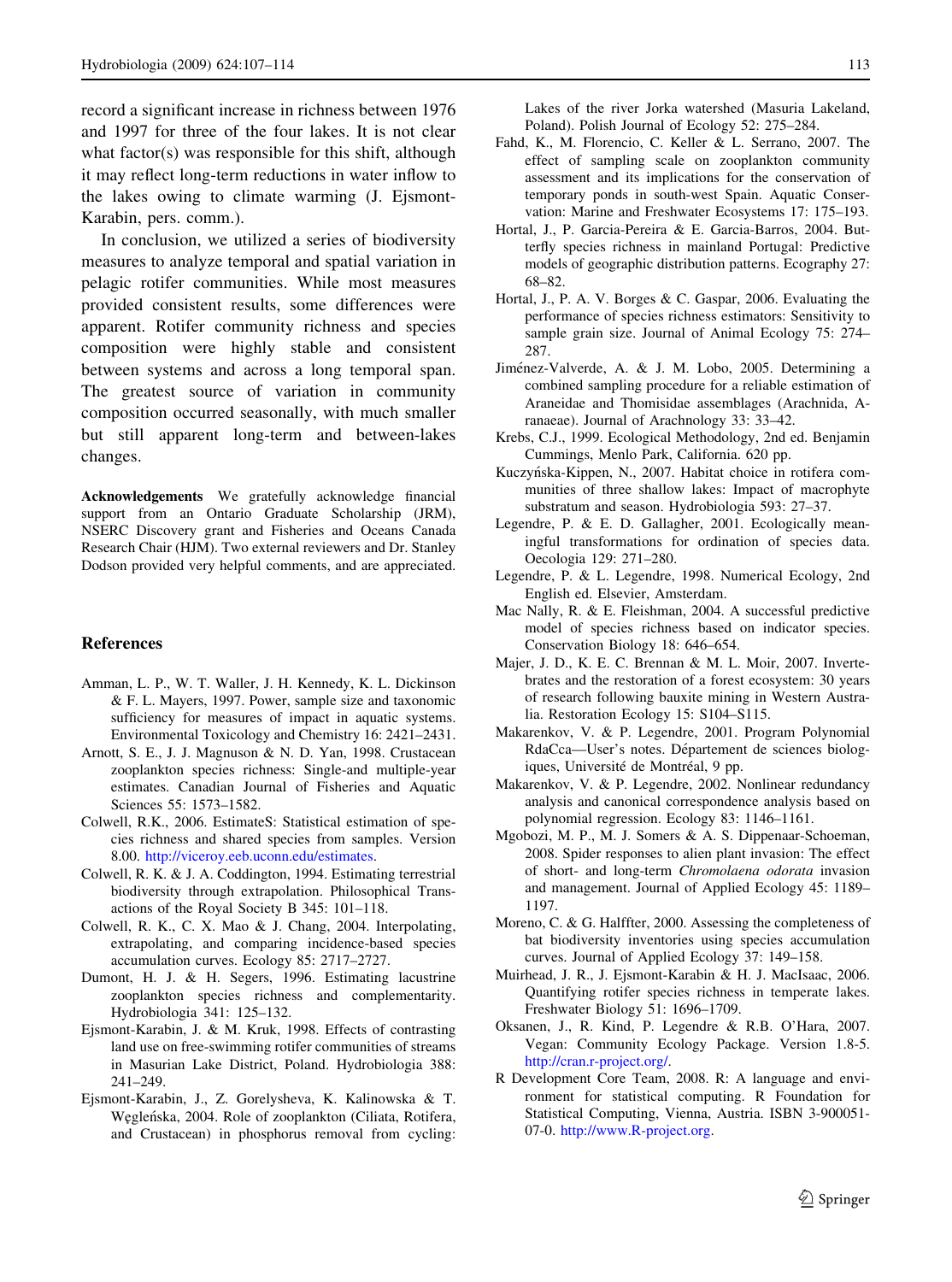record a significant increase in richness between 1976 and 1997 for three of the four lakes. It is not clear what factor(s) was responsible for this shift, although it may reflect long-term reductions in water inflow to the lakes owing to climate warming (J. Ejsmont-Karabin, pers. comm.).

In conclusion, we utilized a series of biodiversity measures to analyze temporal and spatial variation in pelagic rotifer communities. While most measures provided consistent results, some differences were apparent. Rotifer community richness and species composition were highly stable and consistent between systems and across a long temporal span. The greatest source of variation in community composition occurred seasonally, with much smaller but still apparent long-term and between-lakes changes.

**Acknowledgements** We gratefully acknowledge financial support from an Ontario Graduate Scholarship (JRM), NSERC Discovery grant and Fisheries and Oceans Canada Research Chair (HJM). Two external reviewers and Dr. Stanley Dodson provided very helpful comments, and are appreciated.

## References

Amman, L. P., W. T. Waller, J. H. Kennedy, K. L. Dickinson & F. L. Mayers, 1997. Power, sample size and taxonomic sufficiency for measures of impact in aquatic systems. Environmental Toxicology and Chemistry 16: 2421–2431.

Arnott, S. E., J. J. Magnuson & N. D. Yan, 1998. Crustacean zooplankton species richness: Single-and multiple-year estimates. Canadian Journal of Fisheries and Aquatic Sciences 55: 1573–1582.

Colwell, R.K., 2006. EstimateS: Statistical estimation of species richness and shared species from samples. Version 8.00. http://viceroy.eeb.uconn.edu/estimates.

Colwell, R. K. & J. A. Coddington, 1994. Estimating terrestrial biodiversity through extrapolation. Philosophical Transactions of the Royal Society B 345: 101–118.

Colwell, R. K., C. X. Mao & J. Chang, 2004. Interpolating, extrapolating, and comparing incidence-based species accumulation curves. Ecology 85: 2717–2727.

Dumont, H. J. & H. Segers, 1996. Estimating lacustrine zooplankton species richness and complementarity. Hydrobiologia 341: 125–132.

Ejsmont-Karabin, J. & M. Kruk, 1998. Effects of contrasting land use on free-swimming rotifer communities of streams in Masurian Lake District, Poland. Hydrobiologia 388: 241–249.

Ejsmont-Karabin, J., Z. Gorelysheva, K. Kalinowska & T. Węgleńska, 2004. Role of zooplankton (Ciliata, Rotifera, and Crustacean) in phosphorus removal from cycling: Lakes of the river Jorka watershed (Masuria Lakeland, Poland). Polish Journal of Ecology 52: 275–284.

Fahd, K., M. Florencio, C. Keller & L. Serrano, 2007. The effect of sampling scale on zooplankton community assessment and its implications for the conservation of temporary ponds in south-west Spain. Aquatic Conservation: Marine and Freshwater Ecosystems 17: 175–193.

Hortal, J., P. Garcia-Pereira & E. Garcia-Barros, 2004. Butterfly species richness in mainland Portugal: Predictive models of geographic distribution patterns. Ecography 27: 68–82.

Hortal, J., P. A. V. Borges & C. Gaspar, 2006. Evaluating the performance of species richness estimators: Sensitivity to sample grain size. Journal of Animal Ecology 75: 274–287.

Jiménez-Valverde, A. & J. M. Lobo, 2005. Determining a combined sampling procedure for a reliable estimation of Araneidae and Thomisidae assemblages (Arachnida, Aranaeae). Journal of Arachnology 33: 33–42.

Krebs, C.J., 1999. Ecological Methodology, 2nd ed. Benjamin Cummings, Menlo Park, California. 620 pp.

Kuczyńska-Kippen, N., 2007. Habitat choice in rotifera communities of three shallow lakes: Impact of macrophyte substratum and season. Hydrobiologia 593: 27–37.

Legendre, P. & E. D. Gallagher, 2001. Ecologically meaningful transformations for ordination of species data. Oecologia 129: 271–280.

Legendre, P. & L. Legendre, 1998. Numerical Ecology, 2nd English ed. Elsevier, Amsterdam.

Mac Nally, R. & E. Fleishman, 2004. A successful predictive model of species richness based on indicator species. Conservation Biology 18: 646–654.

Majer, J. D., K. E. C. Brennan & M. L. Moir, 2007. Invertebrates and the restoration of a forest ecosystem: 30 years of research following bauxite mining in Western Australia. Restoration Ecology 15: S104–S115.

Makarenkov, V. & P. Legendre, 2001. Program Polynomial RdaCca—User's notes. Département de sciences biologiques, Université de Montréal, 9 pp.

Makarenkov, V. & P. Legendre, 2002. Nonlinear redundancy analysis and canonical correspondence analysis based on polynomial regression. Ecology 83: 1146–1161.

Mgobozi, M. P., M. J. Somers & A. S. Dippenaar-Schoeman, 2008. Spider responses to alien plant invasion: The effect of short- and long-term *Chromolaena odorata* invasion and management. Journal of Applied Ecology 45: 1189–1197.

Moreno, C. & G. Halffter, 2000. Assessing the completeness of bat biodiversity inventories using species accumulation curves. Journal of Applied Ecology 37: 149–158.

Muirhead, J. R., J. Ejsmont-Karabin & H. J. MacIsaac, 2006. Quantifying rotifer species richness in temperate lakes. Freshwater Biology 51: 1696–1709.

Oksanen, J., R. Kind, P. Legendre & R.B. O'Hara, 2007. Vegan: Community Ecology Package. Version 1.8-5. http://cran.r-project.org/.

R Development Core Team, 2008. R: A language and environment for statistical computing. R Foundation for Statistical Computing, Vienna, Austria. ISBN 3-900051-07-0. http://www.R-project.org.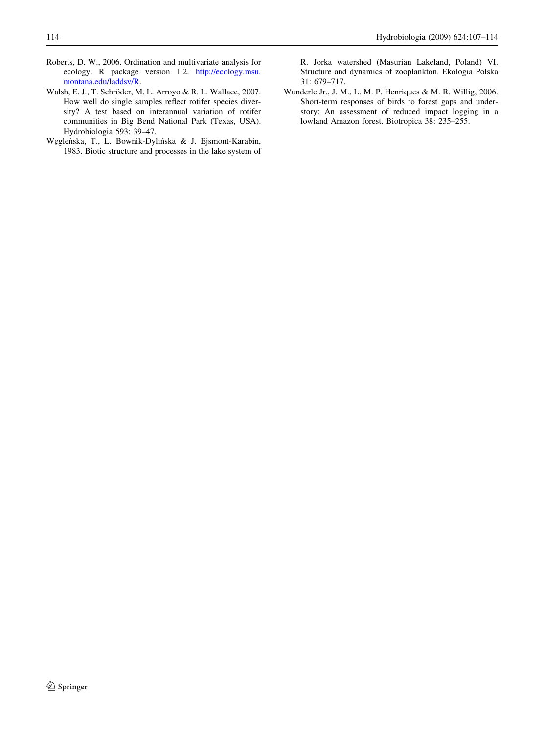Roberts, D. W., 2006. Ordination and multivariate analysis for ecology. R package version 1.2. http://ecology.msu.montana.edu/laddsv/R.

Walsh, E. J., T. Schröder, M. L. Arroyo & R. L. Wallace, 2007. How well do single samples reflect rotifer species diversity? A test based on interannual variation of rotifer communities in Big Bend National Park (Texas, USA). Hydrobiologia 593: 39–47.

Węgleńska, T., L. Bownik-Dylińska & J. Ejsmont-Karabin, 1983. Biotic structure and processes in the lake system of R. Jorka watershed (Masurian Lakeland, Poland) VI. Structure and dynamics of zooplankton. Ekologia Polska 31: 679–717.

Wunderle Jr., J. M., L. M. P. Henriques & M. R. Willig, 2006. Short-term responses of birds to forest gaps and understory: An assessment of reduced impact logging in a lowland Amazon forest. Biotropica 38: 235–255.